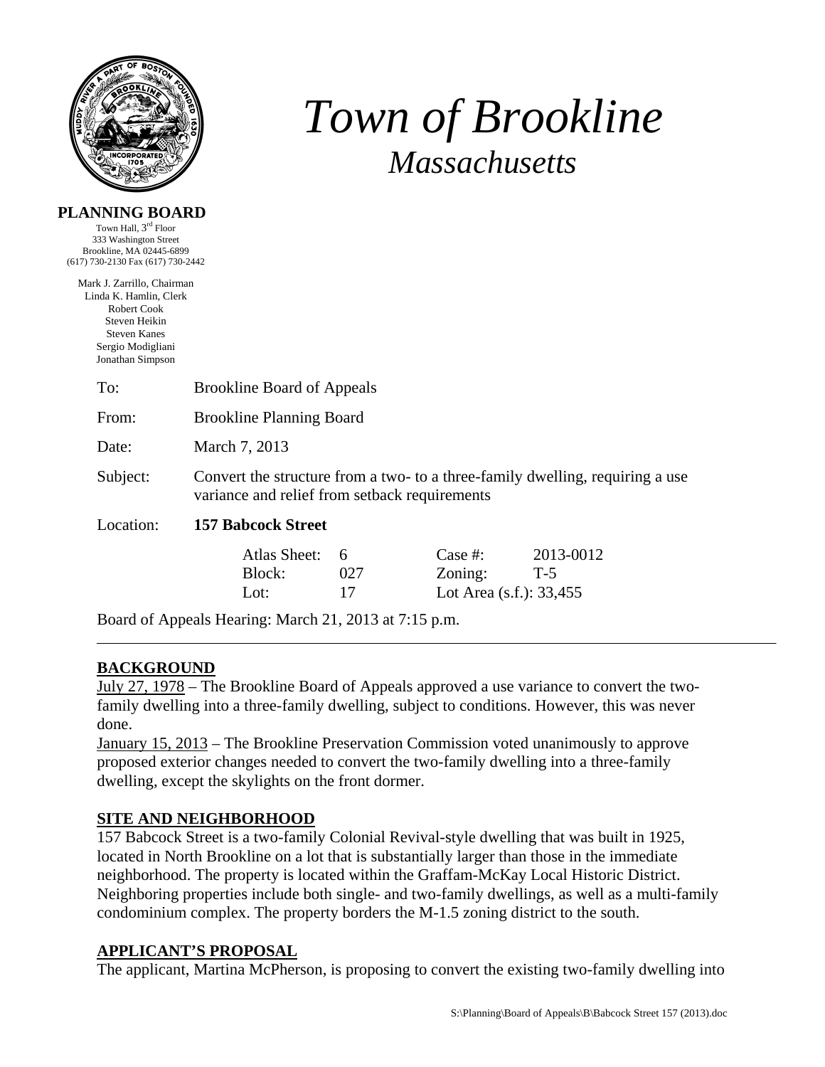# *Town of Brookline*

## *Massachusetts*

**PLANNING BOARD**

Town Hall, 3rd Floor
333 Washington Street
Brookline, MA 02445-6899
(617) 730-2130 Fax (617) 730-2442

Mark J. Zarrillo, Chairman
Linda K. Hamlin, Clerk
Robert Cook
Steven Heikin
Steven Kanes
Sergio Modigliani
Jonathan Simpson

To: Brookline Board of Appeals

From: Brookline Planning Board

Date: March 7, 2013

Subject: Convert the structure from a two- to a three-family dwelling, requiring a use variance and relief from setback requirements

Location: **157 Babcock Street**

| | | | |
|---|---|---|---|
| Atlas Sheet: | 6 | Case #: | 2013-0012 |
| Block: | 027 | Zoning: | T-5 |
| Lot: | 17 | Lot Area (s.f.): 33,455 | |

Board of Appeals Hearing: March 21, 2013 at 7:15 p.m.

---

## BACKGROUND

July 27, 1978 – The Brookline Board of Appeals approved a use variance to convert the two-family dwelling into a three-family dwelling, subject to conditions. However, this was never done.

January 15, 2013 – The Brookline Preservation Commission voted unanimously to approve proposed exterior changes needed to convert the two-family dwelling into a three-family dwelling, except the skylights on the front dormer.

## SITE AND NEIGHBORHOOD

157 Babcock Street is a two-family Colonial Revival-style dwelling that was built in 1925, located in North Brookline on a lot that is substantially larger than those in the immediate neighborhood. The property is located within the Graffam-McKay Local Historic District. Neighboring properties include both single- and two-family dwellings, as well as a multi-family condominium complex. The property borders the M-1.5 zoning district to the south.

## APPLICANT'S PROPOSAL

The applicant, Martina McPherson, is proposing to convert the existing two-family dwelling into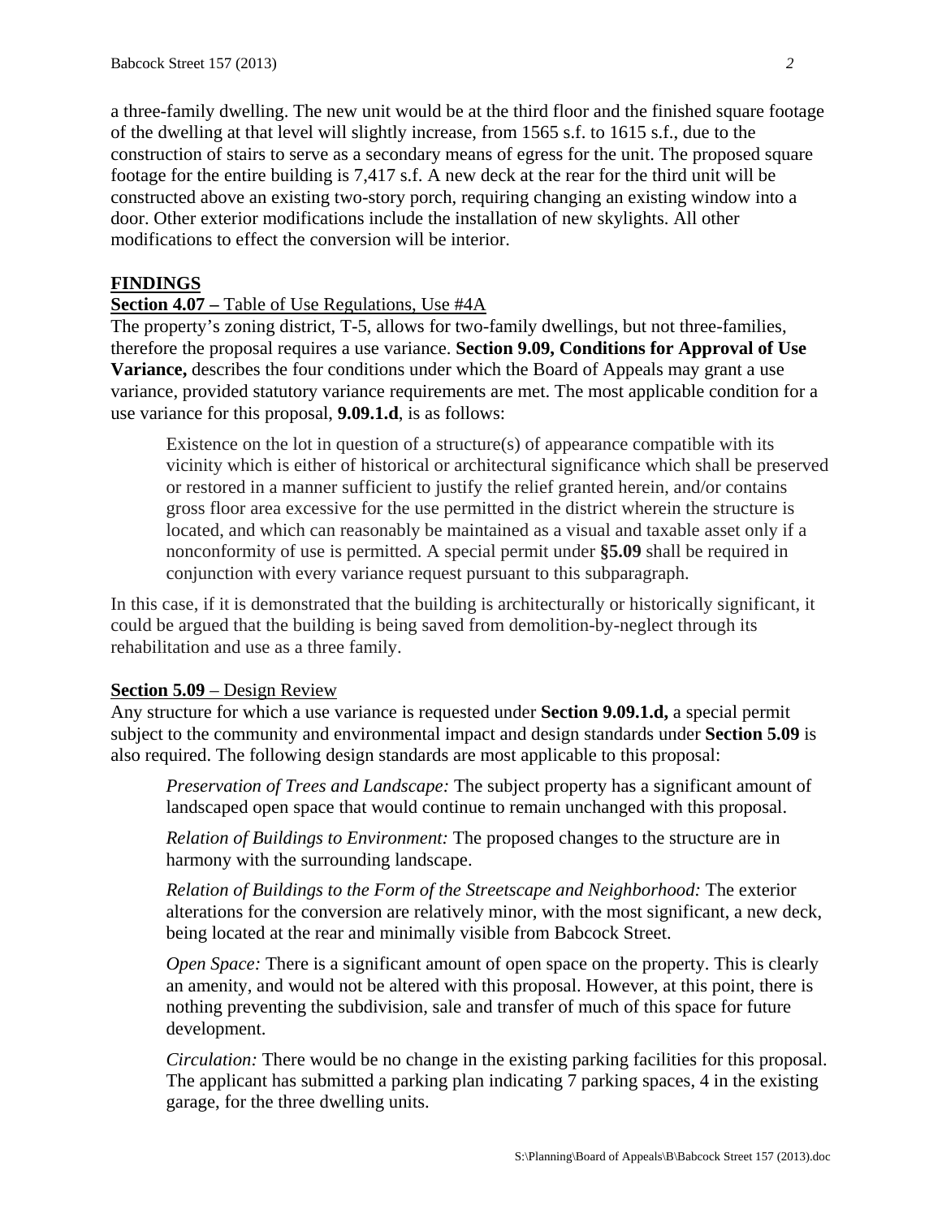a three-family dwelling. The new unit would be at the third floor and the finished square footage of the dwelling at that level will slightly increase, from 1565 s.f. to 1615 s.f., due to the construction of stairs to serve as a secondary means of egress for the unit. The proposed square footage for the entire building is 7,417 s.f. A new deck at the rear for the third unit will be constructed above an existing two-story porch, requiring changing an existing window into a door. Other exterior modifications include the installation of new skylights. All other modifications to effect the conversion will be interior.

## FINDINGS

**Section 4.07 –** Table of Use Regulations, Use #4A

The property's zoning district, T-5, allows for two-family dwellings, but not three-families, therefore the proposal requires a use variance. **Section 9.09, Conditions for Approval of Use Variance,** describes the four conditions under which the Board of Appeals may grant a use variance, provided statutory variance requirements are met. The most applicable condition for a use variance for this proposal, **9.09.1.d**, is as follows:

> Existence on the lot in question of a structure(s) of appearance compatible with its vicinity which is either of historical or architectural significance which shall be preserved or restored in a manner sufficient to justify the relief granted herein, and/or contains gross floor area excessive for the use permitted in the district wherein the structure is located, and which can reasonably be maintained as a visual and taxable asset only if a nonconformity of use is permitted. A special permit under **§5.09** shall be required in conjunction with every variance request pursuant to this subparagraph.

In this case, if it is demonstrated that the building is architecturally or historically significant, it could be argued that the building is being saved from demolition-by-neglect through its rehabilitation and use as a three family.

**Section 5.09** – Design Review

Any structure for which a use variance is requested under **Section 9.09.1.d,** a special permit subject to the community and environmental impact and design standards under **Section 5.09** is also required. The following design standards are most applicable to this proposal:

> *Preservation of Trees and Landscape:* The subject property has a significant amount of landscaped open space that would continue to remain unchanged with this proposal.
>
> *Relation of Buildings to Environment:* The proposed changes to the structure are in harmony with the surrounding landscape.
>
> *Relation of Buildings to the Form of the Streetscape and Neighborhood:* The exterior alterations for the conversion are relatively minor, with the most significant, a new deck, being located at the rear and minimally visible from Babcock Street.
>
> *Open Space:* There is a significant amount of open space on the property. This is clearly an amenity, and would not be altered with this proposal. However, at this point, there is nothing preventing the subdivision, sale and transfer of much of this space for future development.
>
> *Circulation:* There would be no change in the existing parking facilities for this proposal. The applicant has submitted a parking plan indicating 7 parking spaces, 4 in the existing garage, for the three dwelling units.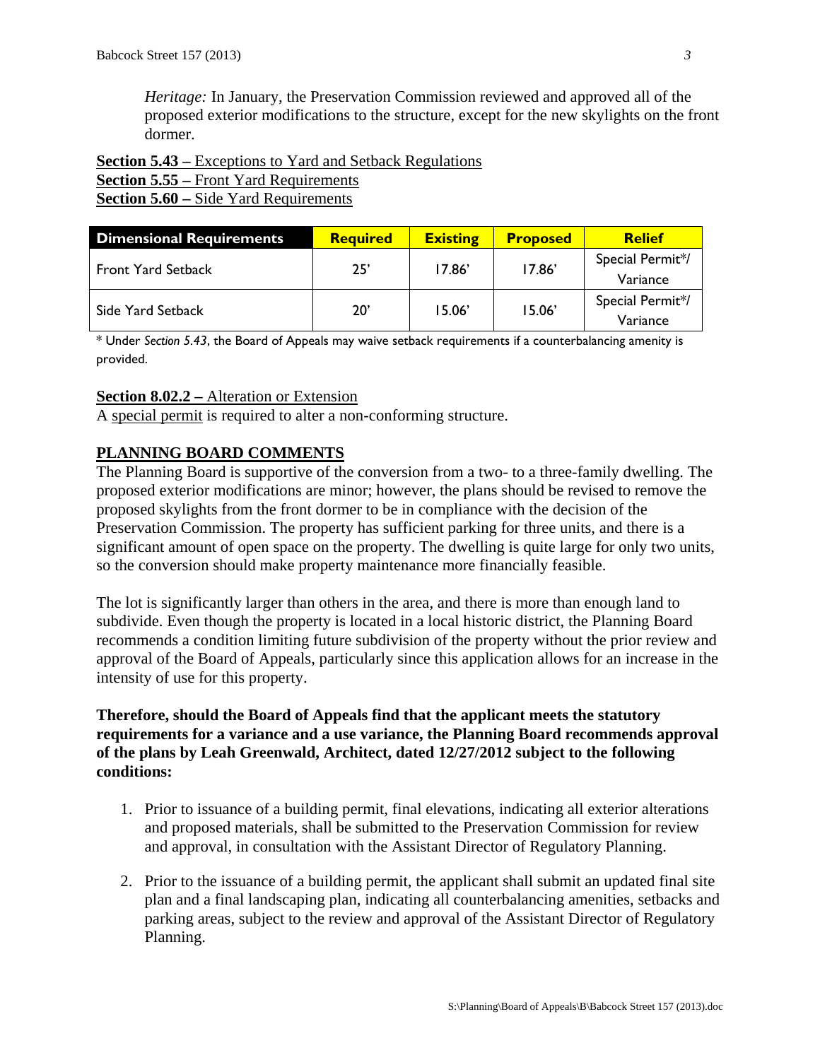*Heritage:* In January, the Preservation Commission reviewed and approved all of the proposed exterior modifications to the structure, except for the new skylights on the front dormer.

**Section 5.43 –** Exceptions to Yard and Setback Regulations
**Section 5.55 –** Front Yard Requirements
**Section 5.60 –** Side Yard Requirements

| Dimensional Requirements | Required | Existing | Proposed | Relief |
|---|---|---|---|---|
| Front Yard Setback | 25' | 17.86' | 17.86' | Special Permit*/ Variance |
| Side Yard Setback | 20' | 15.06' | 15.06' | Special Permit*/ Variance |

* Under *Section 5.43*, the Board of Appeals may waive setback requirements if a counterbalancing amenity is provided.

**Section 8.02.2 –** Alteration or Extension
A special permit is required to alter a non-conforming structure.

## PLANNING BOARD COMMENTS

The Planning Board is supportive of the conversion from a two- to a three-family dwelling. The proposed exterior modifications are minor; however, the plans should be revised to remove the proposed skylights from the front dormer to be in compliance with the decision of the Preservation Commission. The property has sufficient parking for three units, and there is a significant amount of open space on the property. The dwelling is quite large for only two units, so the conversion should make property maintenance more financially feasible.

The lot is significantly larger than others in the area, and there is more than enough land to subdivide. Even though the property is located in a local historic district, the Planning Board recommends a condition limiting future subdivision of the property without the prior review and approval of the Board of Appeals, particularly since this application allows for an increase in the intensity of use for this property.

**Therefore, should the Board of Appeals find that the applicant meets the statutory requirements for a variance and a use variance, the Planning Board recommends approval of the plans by Leah Greenwald, Architect, dated 12/27/2012 subject to the following conditions:**

1. Prior to issuance of a building permit, final elevations, indicating all exterior alterations and proposed materials, shall be submitted to the Preservation Commission for review and approval, in consultation with the Assistant Director of Regulatory Planning.

2. Prior to the issuance of a building permit, the applicant shall submit an updated final site plan and a final landscaping plan, indicating all counterbalancing amenities, setbacks and parking areas, subject to the review and approval of the Assistant Director of Regulatory Planning.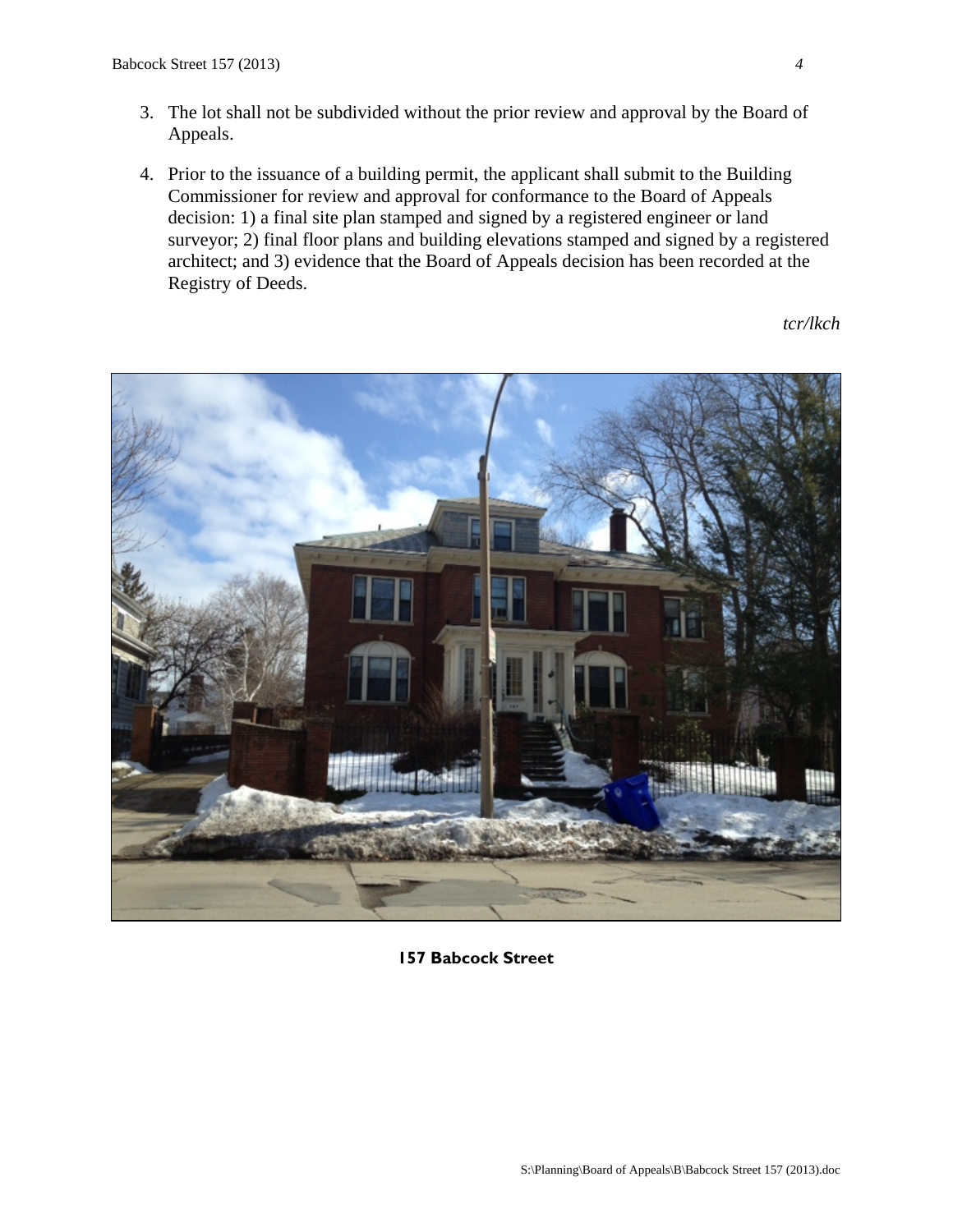3. The lot shall not be subdivided without the prior review and approval by the Board of Appeals.

4. Prior to the issuance of a building permit, the applicant shall submit to the Building Commissioner for review and approval for conformance to the Board of Appeals decision: 1) a final site plan stamped and signed by a registered engineer or land surveyor; 2) final floor plans and building elevations stamped and signed by a registered architect; and 3) evidence that the Board of Appeals decision has been recorded at the Registry of Deeds.

*tcr/lkch*

**157 Babcock Street**

S:\Planning\Board of Appeals\B\Babcock Street 157 (2013).doc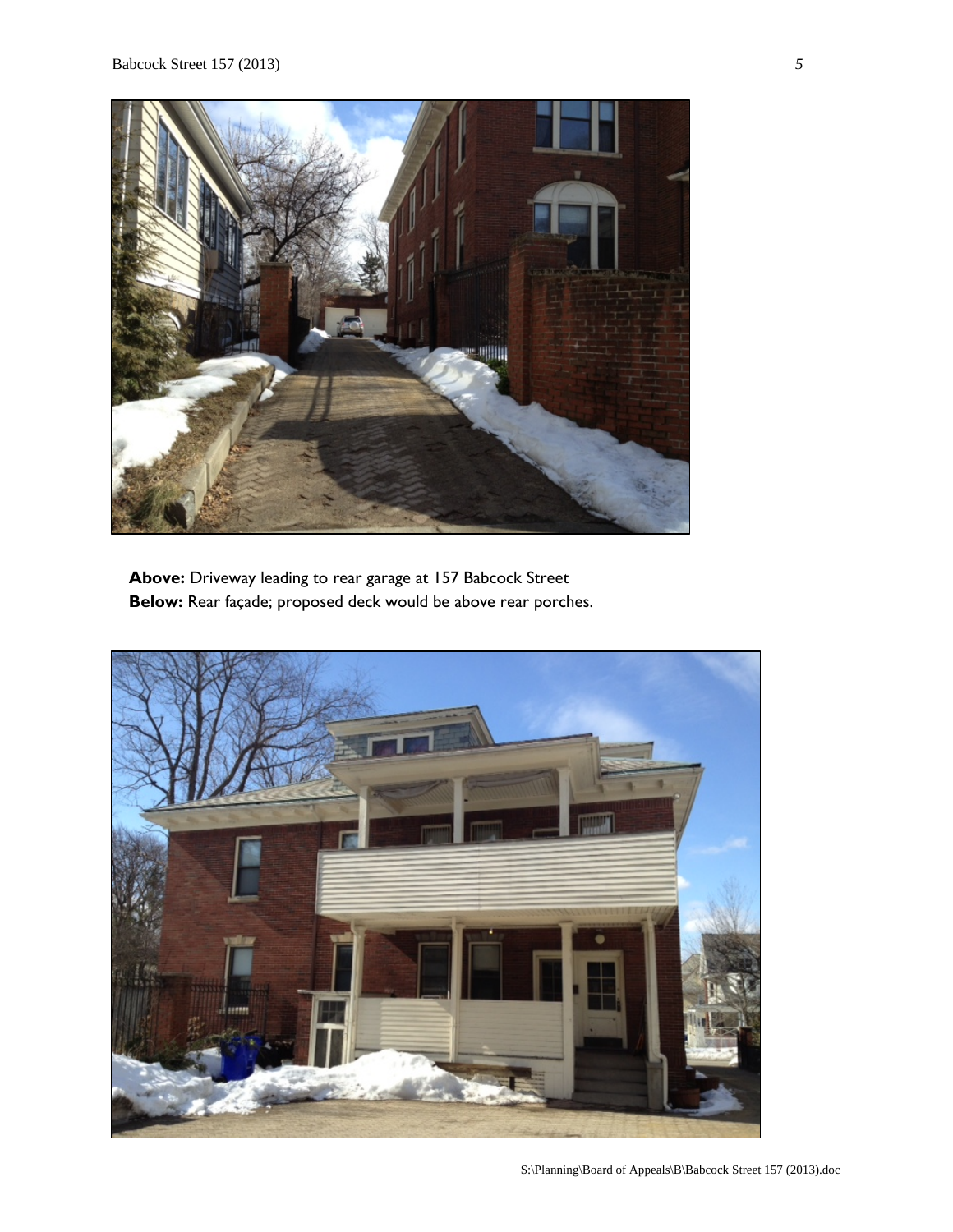**Above:** Driveway leading to rear garage at 157 Babcock Street
**Below:** Rear façade; proposed deck would be above rear porches.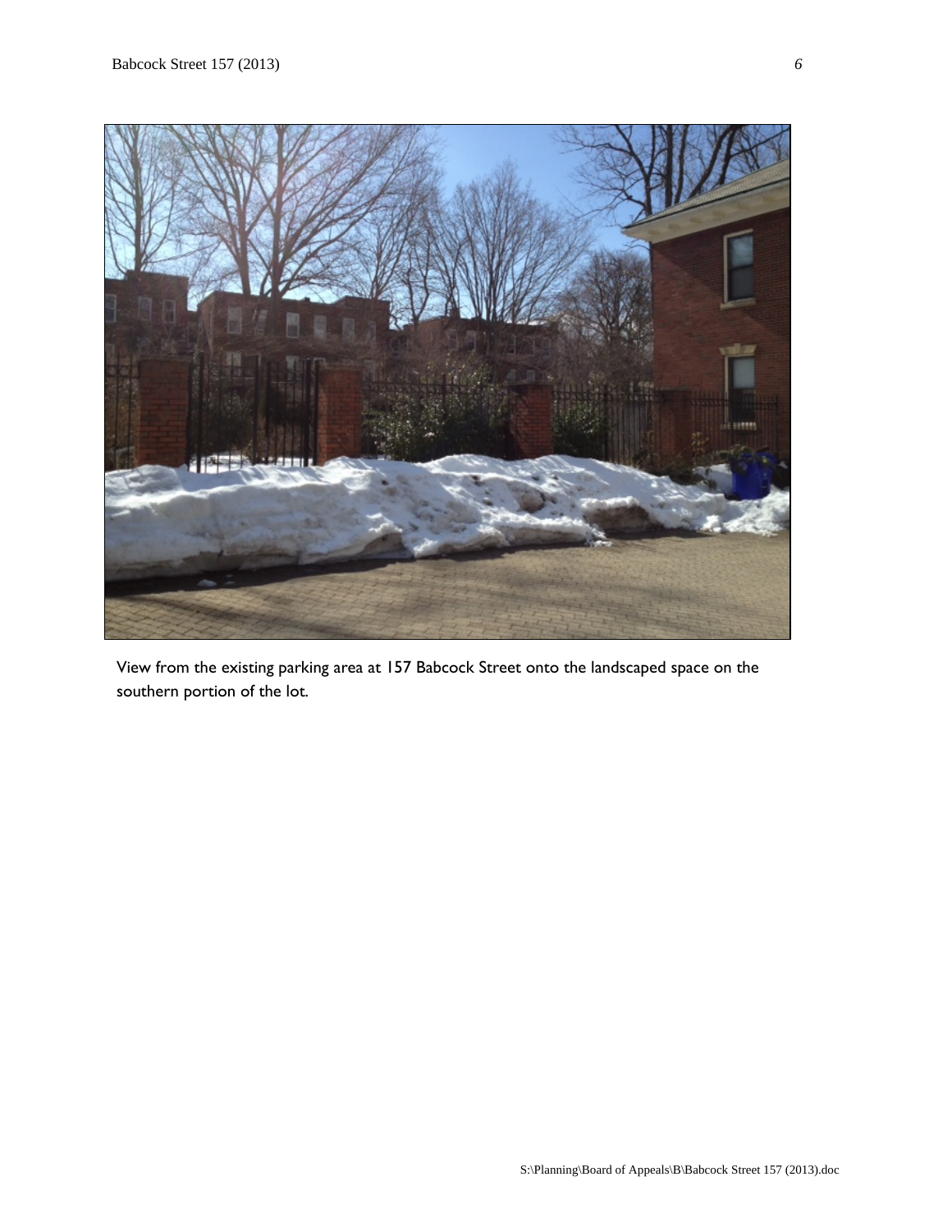View from the existing parking area at 157 Babcock Street onto the landscaped space on the southern portion of the lot.